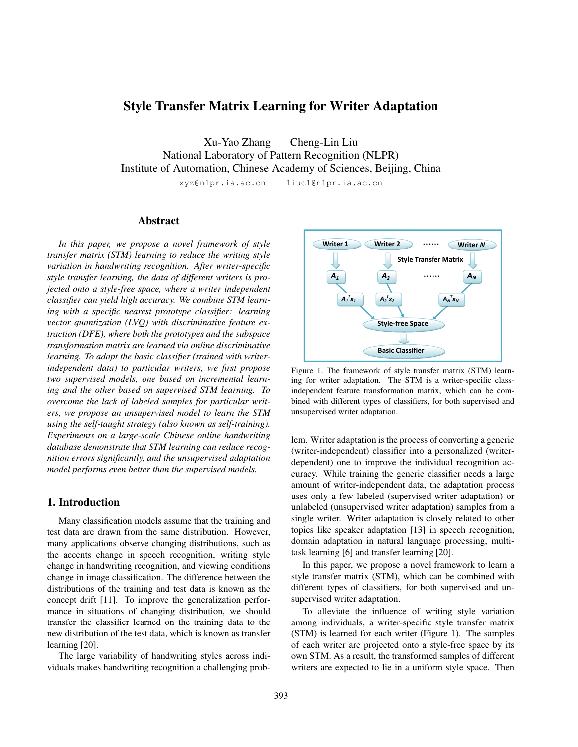# Style Transfer Matrix Learning for Writer Adaptation

Xu-Yao Zhang  Cheng-Lin Liu
National Laboratory of Pattern Recognition (NLPR)
Institute of Automation, Chinese Academy of Sciences, Beijing, China

xyz@nlpr.ia.ac.cn  liucl@nlpr.ia.ac.cn

## Abstract

*In this paper, we propose a novel framework of style transfer matrix (STM) learning to reduce the writing style variation in handwriting recognition. After writer-specific style transfer learning, the data of different writers is projected onto a style-free space, where a writer independent classifier can yield high accuracy. We combine STM learning with a specific nearest prototype classifier: learning vector quantization (LVQ) with discriminative feature extraction (DFE), where both the prototypes and the subspace transformation matrix are learned via online discriminative learning. To adapt the basic classifier (trained with writer-independent data) to particular writers, we first propose two supervised models, one based on incremental learning and the other based on supervised STM learning. To overcome the lack of labeled samples for particular writers, we propose an unsupervised model to learn the STM using the self-taught strategy (also known as self-training). Experiments on a large-scale Chinese online handwriting database demonstrate that STM learning can reduce recognition errors significantly, and the unsupervised adaptation model performs even better than the supervised models.*

## 1. Introduction

Many classification models assume that the training and test data are drawn from the same distribution. However, many applications observe changing distributions, such as the accents change in speech recognition, writing style change in handwriting recognition, and viewing conditions change in image classification. The difference between the distributions of the training and test data is known as the concept drift [11]. To improve the generalization performance in situations of changing distribution, we should transfer the classifier learned on the training data to the new distribution of the test data, which is known as transfer learning [20].

The large variability of handwriting styles across individuals makes handwriting recognition a challenging problem. Writer adaptation is the process of converting a generic (writer-independent) classifier into a personalized (writer-dependent) one to improve the individual recognition accuracy. While training the generic classifier needs a large amount of writer-independent data, the adaptation process uses only a few labeled (supervised writer adaptation) or unlabeled (unsupervised writer adaptation) samples from a single writer. Writer adaptation is closely related to other topics like speaker adaptation [13] in speech recognition, domain adaptation in natural language processing, multi-task learning [6] and transfer learning [20].

Writer 1 → $A_1$ → $A_1^T x_1$; Writer 2 → $A_2$ → $A_2^T x_2$; …… Writer N → $A_N$ → $A_N^T x_N$ (Style Transfer Matrix) → Style-free Space → Basic Classifier

Figure 1. The framework of style transfer matrix (STM) learning for writer adaptation. The STM is a writer-specific class-independent feature transformation matrix, which can be combined with different types of classifiers, for both supervised and unsupervised writer adaptation.

In this paper, we propose a novel framework to learn a style transfer matrix (STM), which can be combined with different types of classifiers, for both supervised and unsupervised writer adaptation.

To alleviate the influence of writing style variation among individuals, a writer-specific style transfer matrix (STM) is learned for each writer (Figure 1). The samples of each writer are projected onto a style-free space by its own STM. As a result, the transformed samples of different writers are expected to lie in a uniform style space. Then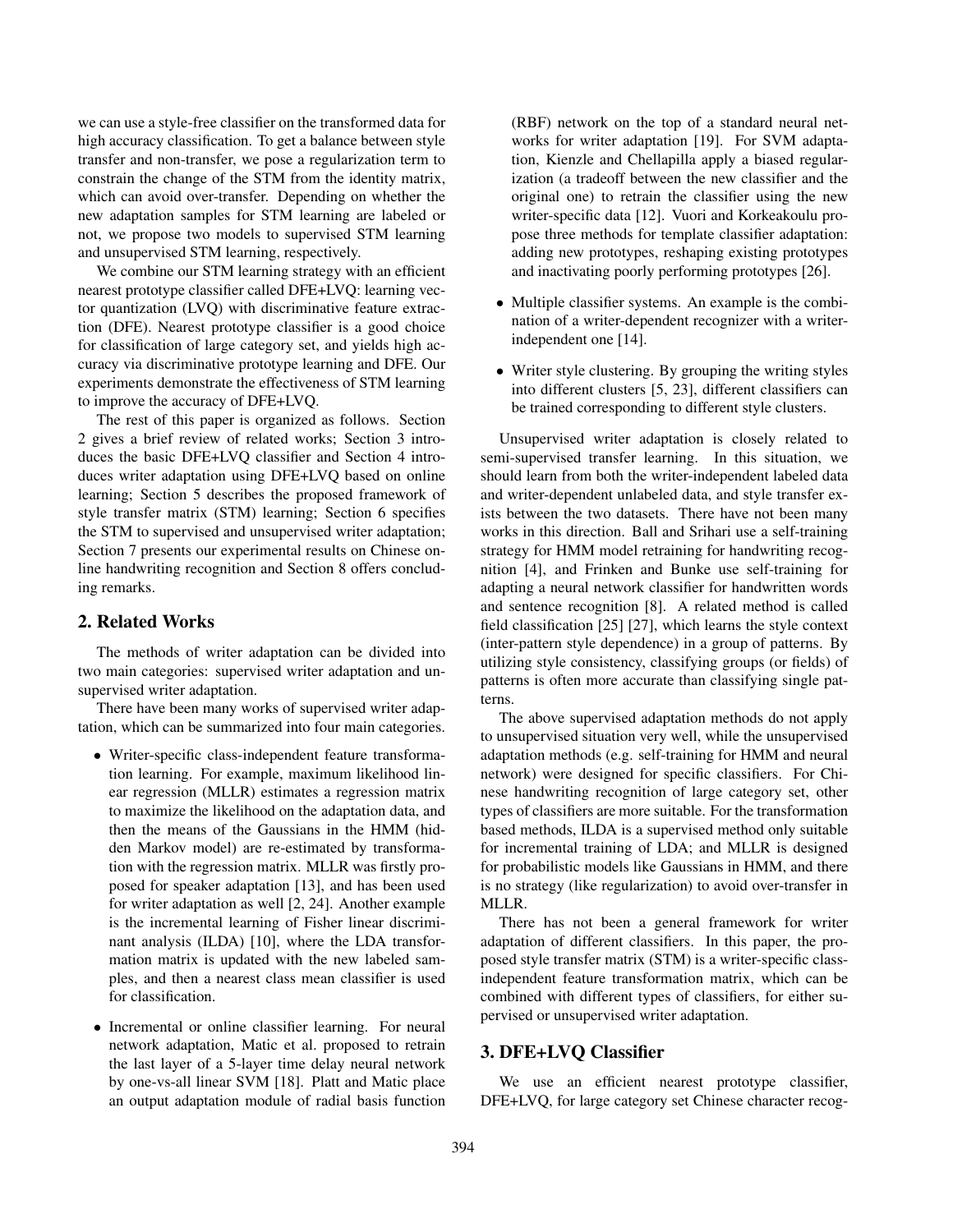we can use a style-free classifier on the transformed data for high accuracy classification. To get a balance between style transfer and non-transfer, we pose a regularization term to constrain the change of the STM from the identity matrix, which can avoid over-transfer. Depending on whether the new adaptation samples for STM learning are labeled or not, we propose two models to supervised STM learning and unsupervised STM learning, respectively.

We combine our STM learning strategy with an efficient nearest prototype classifier called DFE+LVQ: learning vector quantization (LVQ) with discriminative feature extraction (DFE). Nearest prototype classifier is a good choice for classification of large category set, and yields high accuracy via discriminative prototype learning and DFE. Our experiments demonstrate the effectiveness of STM learning to improve the accuracy of DFE+LVQ.

The rest of this paper is organized as follows. Section 2 gives a brief review of related works; Section 3 introduces the basic DFE+LVQ classifier and Section 4 introduces writer adaptation using DFE+LVQ based on online learning; Section 5 describes the proposed framework of style transfer matrix (STM) learning; Section 6 specifies the STM to supervised and unsupervised writer adaptation; Section 7 presents our experimental results on Chinese online handwriting recognition and Section 8 offers concluding remarks.

## 2. Related Works

The methods of writer adaptation can be divided into two main categories: supervised writer adaptation and unsupervised writer adaptation.

There have been many works of supervised writer adaptation, which can be summarized into four main categories.

- Writer-specific class-independent feature transformation learning. For example, maximum likelihood linear regression (MLLR) estimates a regression matrix to maximize the likelihood on the adaptation data, and then the means of the Gaussians in the HMM (hidden Markov model) are re-estimated by transformation with the regression matrix. MLLR was firstly proposed for speaker adaptation [13], and has been used for writer adaptation as well [2, 24]. Another example is the incremental learning of Fisher linear discriminant analysis (ILDA) [10], where the LDA transformation matrix is updated with the new labeled samples, and then a nearest class mean classifier is used for classification.
- Incremental or online classifier learning. For neural network adaptation, Matic et al. proposed to retrain the last layer of a 5-layer time delay neural network by one-vs-all linear SVM [18]. Platt and Matic place an output adaptation module of radial basis function (RBF) network on the top of a standard neural networks for writer adaptation [19]. For SVM adaptation, Kienzle and Chellapilla apply a biased regularization (a tradeoff between the new classifier and the original one) to retrain the classifier using the new writer-specific data [12]. Vuori and Korkeakoulu propose three methods for template classifier adaptation: adding new prototypes, reshaping existing prototypes and inactivating poorly performing prototypes [26].
- Multiple classifier systems. An example is the combination of a writer-dependent recognizer with a writer-independent one [14].
- Writer style clustering. By grouping the writing styles into different clusters [5, 23], different classifiers can be trained corresponding to different style clusters.

Unsupervised writer adaptation is closely related to semi-supervised transfer learning. In this situation, we should learn from both the writer-independent labeled data and writer-dependent unlabeled data, and style transfer exists between the two datasets. There have not been many works in this direction. Ball and Srihari use a self-training strategy for HMM model retraining for handwriting recognition [4], and Frinken and Bunke use self-training for adapting a neural network classifier for handwritten words and sentence recognition [8]. A related method is called field classification [25] [27], which learns the style context (inter-pattern style dependence) in a group of patterns. By utilizing style consistency, classifying groups (or fields) of patterns is often more accurate than classifying single patterns.

The above supervised adaptation methods do not apply to unsupervised situation very well, while the unsupervised adaptation methods (e.g. self-training for HMM and neural network) were designed for specific classifiers. For Chinese handwriting recognition of large category set, other types of classifiers are more suitable. For the transformation based methods, ILDA is a supervised method only suitable for incremental training of LDA; and MLLR is designed for probabilistic models like Gaussians in HMM, and there is no strategy (like regularization) to avoid over-transfer in MLLR.

There has not been a general framework for writer adaptation of different classifiers. In this paper, the proposed style transfer matrix (STM) is a writer-specific class-independent feature transformation matrix, which can be combined with different types of classifiers, for either supervised or unsupervised writer adaptation.

## 3. DFE+LVQ Classifier

We use an efficient nearest prototype classifier, DFE+LVQ, for large category set Chinese character recog-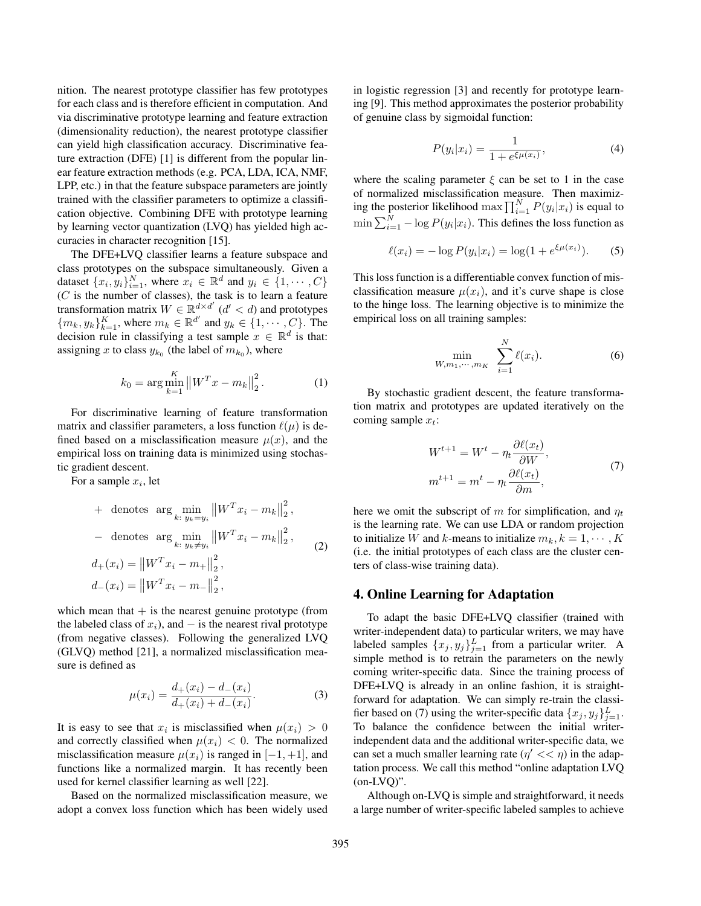nition. The nearest prototype classifier has few prototypes for each class and is therefore efficient in computation. And via discriminative prototype learning and feature extraction (dimensionality reduction), the nearest prototype classifier can yield high classification accuracy. Discriminative feature extraction (DFE) [1] is different from the popular linear feature extraction methods (e.g. PCA, LDA, ICA, NMF, LPP, etc.) in that the feature subspace parameters are jointly trained with the classifier parameters to optimize a classification objective. Combining DFE with prototype learning by learning vector quantization (LVQ) has yielded high accuracies in character recognition [15].

The DFE+LVQ classifier learns a feature subspace and class prototypes on the subspace simultaneously. Given a dataset $\{x_i, y_i\}_{i=1}^N$, where $x_i \in \mathbb{R}^d$ and $y_i \in \{1, \cdots, C\}$ ($C$ is the number of classes), the task is to learn a feature transformation matrix $W \in \mathbb{R}^{d \times d'}$ ($d' < d$) and prototypes $\{m_k, y_k\}_{k=1}^K$, where $m_k \in \mathbb{R}^{d'}$ and $y_k \in \{1, \cdots, C\}$. The decision rule in classifying a test sample $x \in \mathbb{R}^d$ is that: assigning $x$ to class $y_{k_0}$ (the label of $m_{k_0}$), where

$$k_0 = \arg\min_{k=1}^{K} \left\| W^T x - m_k \right\|_2^2. \tag{1}$$

For discriminative learning of feature transformation matrix and classifier parameters, a loss function $\ell(\mu)$ is defined based on a misclassification measure $\mu(x)$, and the empirical loss on training data is minimized using stochastic gradient descent.

For a sample $x_i$, let

$$\begin{aligned}
&+ \text{ denotes } \arg\min_{k:\, y_k = y_i} \left\| W^T x_i - m_k \right\|_2^2, \\
&- \text{ denotes } \arg\min_{k:\, y_k \neq y_i} \left\| W^T x_i - m_k \right\|_2^2, \\
&d_+(x_i) = \left\| W^T x_i - m_+ \right\|_2^2, \\
&d_-(x_i) = \left\| W^T x_i - m_- \right\|_2^2,
\end{aligned} \tag{2}$$

which mean that $+$ is the nearest genuine prototype (from the labeled class of $x_i$), and $-$ is the nearest rival prototype (from negative classes). Following the generalized LVQ (GLVQ) method [21], a normalized misclassification measure is defined as

$$\mu(x_i) = \frac{d_+(x_i) - d_-(x_i)}{d_+(x_i) + d_-(x_i)}. \tag{3}$$

It is easy to see that $x_i$ is misclassified when $\mu(x_i) > 0$ and correctly classified when $\mu(x_i) < 0$. The normalized misclassification measure $\mu(x_i)$ is ranged in $[-1, +1]$, and functions like a normalized margin. It has recently been used for kernel classifier learning as well [22].

Based on the normalized misclassification measure, we adopt a convex loss function which has been widely used in logistic regression [3] and recently for prototype learning [9]. This method approximates the posterior probability of genuine class by sigmoidal function:

$$P(y_i|x_i) = \frac{1}{1 + e^{\xi \mu(x_i)}}, \tag{4}$$

where the scaling parameter $\xi$ can be set to 1 in the case of normalized misclassification measure. Then maximizing the posterior likelihood $\max \prod_{i=1}^N P(y_i|x_i)$ is equal to $\min \sum_{i=1}^N -\log P(y_i|x_i)$. This defines the loss function as

$$\ell(x_i) = -\log P(y_i|x_i) = \log(1 + e^{\xi \mu(x_i)}). \tag{5}$$

This loss function is a differentiable convex function of misclassification measure $\mu(x_i)$, and it's curve shape is close to the hinge loss. The learning objective is to minimize the empirical loss on all training samples:

$$\min_{W, m_1, \cdots, m_K} \sum_{i=1}^{N} \ell(x_i). \tag{6}$$

By stochastic gradient descent, the feature transformation matrix and prototypes are updated iteratively on the coming sample $x_t$:

$$\begin{aligned}
W^{t+1} &= W^t - \eta_t \frac{\partial \ell(x_t)}{\partial W}, \\
m^{t+1} &= m^t - \eta_t \frac{\partial \ell(x_t)}{\partial m},
\end{aligned} \tag{7}$$

here we omit the subscript of $m$ for simplification, and $\eta_t$ is the learning rate. We can use LDA or random projection to initialize $W$ and $k$-means to initialize $m_k, k = 1, \cdots, K$ (i.e. the initial prototypes of each class are the cluster centers of class-wise training data).

## 4. Online Learning for Adaptation

To adapt the basic DFE+LVQ classifier (trained with writer-independent data) to particular writers, we may have labeled samples $\{x_j, y_j\}_{j=1}^L$ from a particular writer. A simple method is to retrain the parameters on the newly coming writer-specific data. Since the training process of DFE+LVQ is already in an online fashion, it is straightforward for adaptation. We can simply re-train the classifier based on (7) using the writer-specific data $\{x_j, y_j\}_{j=1}^L$. To balance the confidence between the initial writer-independent data and the additional writer-specific data, we can set a much smaller learning rate ($\eta' << \eta$) in the adaptation process. We call this method "online adaptation LVQ (on-LVQ)".

Although on-LVQ is simple and straightforward, it needs a large number of writer-specific labeled samples to achieve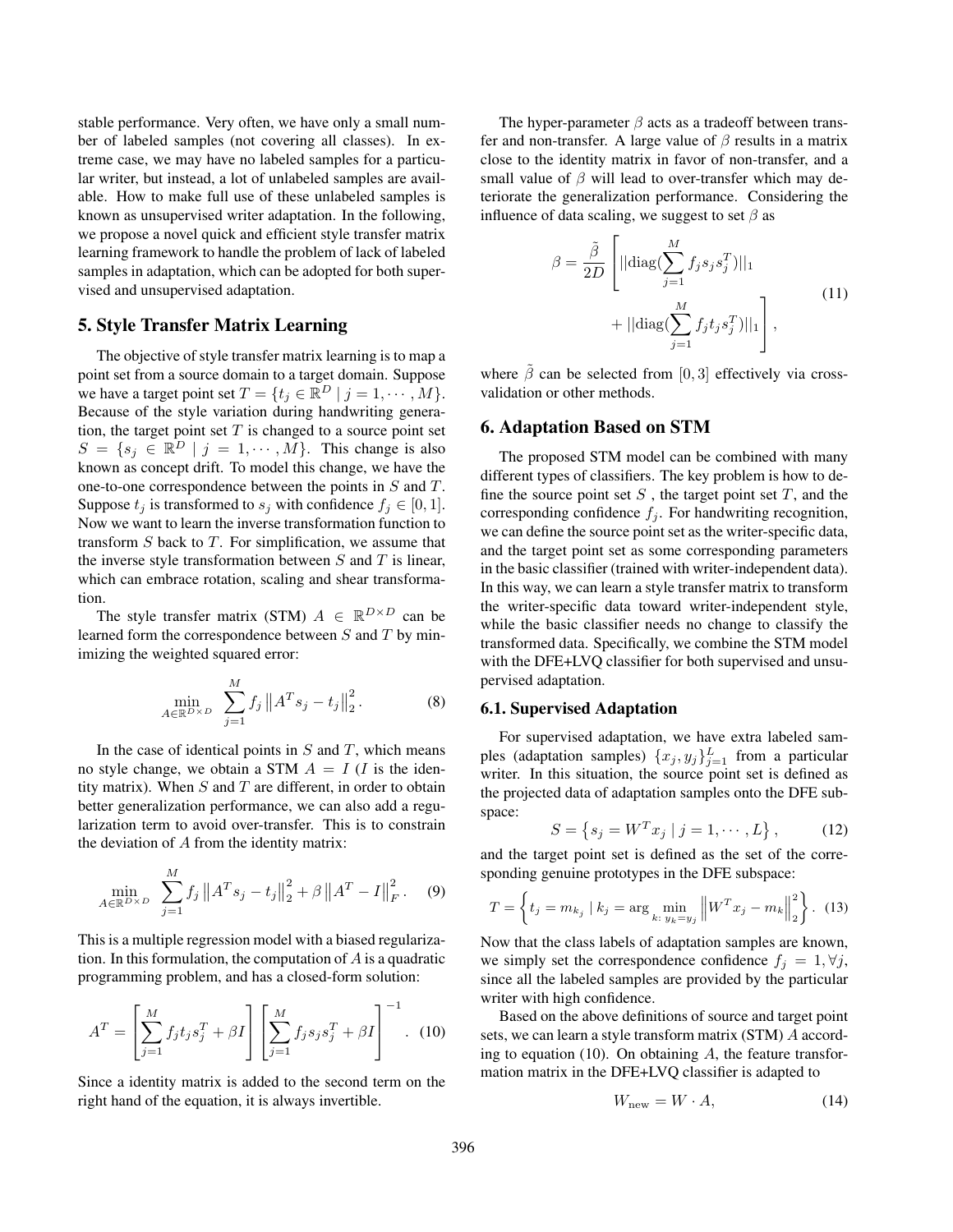stable performance. Very often, we have only a small number of labeled samples (not covering all classes). In extreme case, we may have no labeled samples for a particular writer, but instead, a lot of unlabeled samples are available. How to make full use of these unlabeled samples is known as unsupervised writer adaptation. In the following, we propose a novel quick and efficient style transfer matrix learning framework to handle the problem of lack of labeled samples in adaptation, which can be adopted for both supervised and unsupervised adaptation.

## 5. Style Transfer Matrix Learning

The objective of style transfer matrix learning is to map a point set from a source domain to a target domain. Suppose we have a target point set $T = \{t_j \in \mathbb{R}^D \mid j = 1, \cdots, M\}$. Because of the style variation during handwriting generation, the target point set $T$ is changed to a source point set $S = \{s_j \in \mathbb{R}^D \mid j = 1, \cdots, M\}$. This change is also known as concept drift. To model this change, we have the one-to-one correspondence between the points in $S$ and $T$. Suppose $t_j$ is transformed to $s_j$ with confidence $f_j \in [0, 1]$. Now we want to learn the inverse transformation function to transform $S$ back to $T$. For simplification, we assume that the inverse style transformation between $S$ and $T$ is linear, which can embrace rotation, scaling and shear transformation.

The style transfer matrix (STM) $A \in \mathbb{R}^{D \times D}$ can be learned form the correspondence between $S$ and $T$ by minimizing the weighted squared error:

$$\min_{A \in \mathbb{R}^{D \times D}} \quad \sum_{j=1}^{M} f_j \left\| A^T s_j - t_j \right\|_2^2 . \tag{8}$$

In the case of identical points in $S$ and $T$, which means no style change, we obtain a STM $A = I$ ($I$ is the identity matrix). When $S$ and $T$ are different, in order to obtain better generalization performance, we can also add a regularization term to avoid over-transfer. This is to constrain the deviation of $A$ from the identity matrix:

$$\min_{A \in \mathbb{R}^{D \times D}} \quad \sum_{j=1}^{M} f_j \left\| A^T s_j - t_j \right\|_2^2 + \beta \left\| A^T - I \right\|_F^2 . \tag{9}$$

This is a multiple regression model with a biased regularization. In this formulation, the computation of $A$ is a quadratic programming problem, and has a closed-form solution:

$$A^T = \left[ \sum_{j=1}^{M} f_j t_j s_j^T + \beta I \right] \left[ \sum_{j=1}^{M} f_j s_j s_j^T + \beta I \right]^{-1} . \tag{10}$$

Since a identity matrix is added to the second term on the right hand of the equation, it is always invertible.

The hyper-parameter $\beta$ acts as a tradeoff between transfer and non-transfer. A large value of $\beta$ results in a matrix close to the identity matrix in favor of non-transfer, and a small value of $\beta$ will lead to over-transfer which may deteriorate the generalization performance. Considering the influence of data scaling, we suggest to set $\beta$ as

$$\beta = \frac{\tilde{\beta}}{2D} \left[ ||\mathrm{diag}(\sum_{j=1}^{M} f_j s_j s_j^T)||_1 + ||\mathrm{diag}(\sum_{j=1}^{M} f_j t_j s_j^T)||_1 \right] , \tag{11}$$

where $\tilde{\beta}$ can be selected from $[0, 3]$ effectively via cross-validation or other methods.

## 6. Adaptation Based on STM

The proposed STM model can be combined with many different types of classifiers. The key problem is how to define the source point set $S$ , the target point set $T$, and the corresponding confidence $f_j$. For handwriting recognition, we can define the source point set as the writer-specific data, and the target point set as some corresponding parameters in the basic classifier (trained with writer-independent data). In this way, we can learn a style transfer matrix to transform the writer-specific data toward writer-independent style, while the basic classifier needs no change to classify the transformed data. Specifically, we combine the STM model with the DFE+LVQ classifier for both supervised and unsupervised adaptation.

### 6.1. Supervised Adaptation

For supervised adaptation, we have extra labeled samples (adaptation samples) $\{x_j, y_j\}_{j=1}^{L}$ from a particular writer. In this situation, the source point set is defined as the projected data of adaptation samples onto the DFE subspace:

$$S = \left\{ s_j = W^T x_j \mid j = 1, \cdots, L \right\} , \tag{12}$$

and the target point set is defined as the set of the corresponding genuine prototypes in the DFE subspace:

$$T = \left\{ t_j = m_{k_j} \mid k_j = \arg \min_{k:\, y_k = y_j} \left\| W^T x_j - m_k \right\|_2^2 \right\} . \tag{13}$$

Now that the class labels of adaptation samples are known, we simply set the correspondence confidence $f_j = 1, \forall j$, since all the labeled samples are provided by the particular writer with high confidence.

Based on the above definitions of source and target point sets, we can learn a style transform matrix (STM) $A$ according to equation (10). On obtaining $A$, the feature transformation matrix in the DFE+LVQ classifier is adapted to

$$W_{\mathrm{new}} = W \cdot A, \tag{14}$$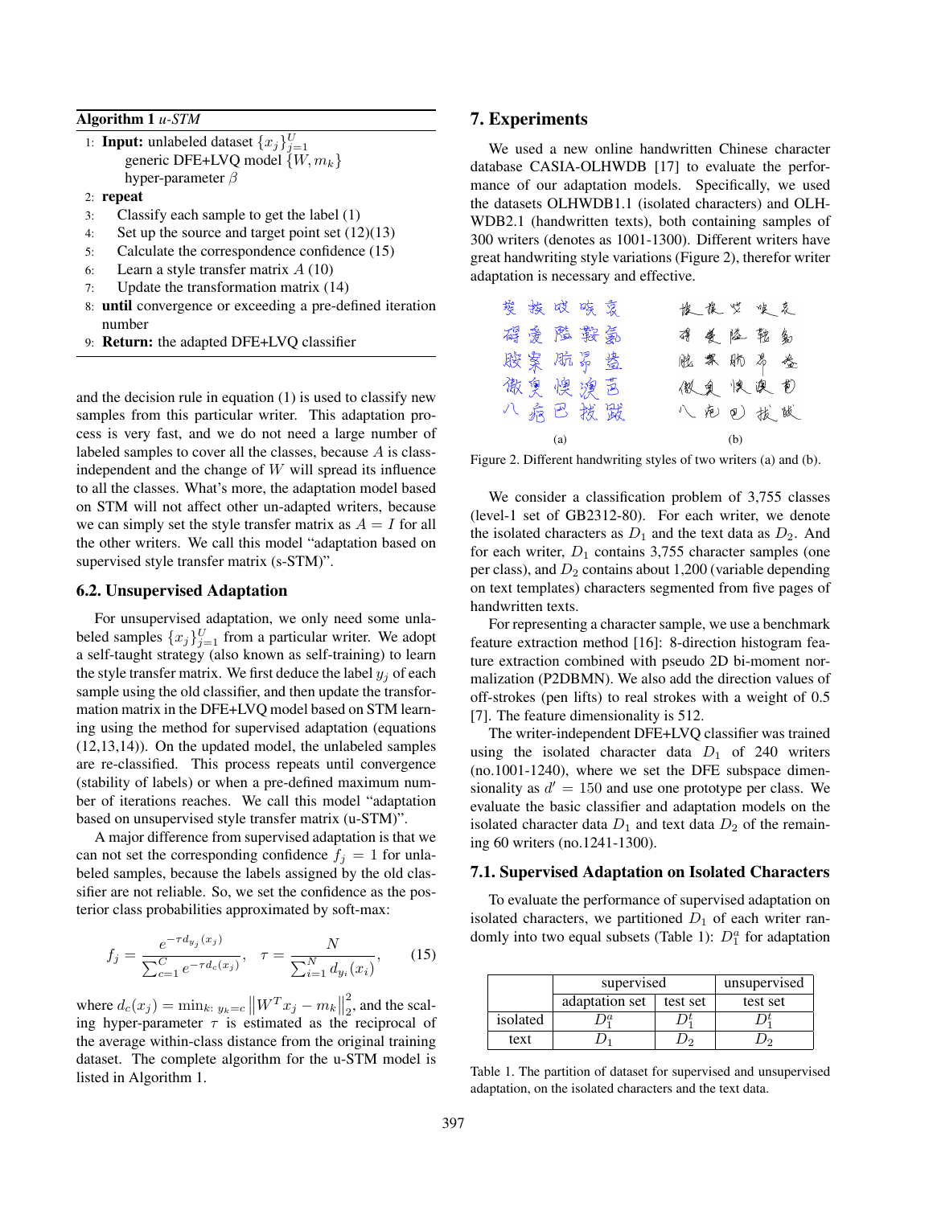**Algorithm 1** *u-STM*

1: **Input:** unlabeled dataset $\{x_j\}_{j=1}^{U}$
   generic DFE+LVQ model $\{W, m_k\}$
   hyper-parameter $\beta$
2: **repeat**
3: Classify each sample to get the label (1)
4: Set up the source and target point set (12)(13)
5: Calculate the correspondence confidence (15)
6: Learn a style transfer matrix $A$ (10)
7: Update the transformation matrix (14)
8: **until** convergence or exceeding a pre-defined iteration number
9: **Return:** the adapted DFE+LVQ classifier

and the decision rule in equation (1) is used to classify new samples from this particular writer. This adaptation process is very fast, and we do not need a large number of labeled samples to cover all the classes, because $A$ is class-independent and the change of $W$ will spread its influence to all the classes. What's more, the adaptation model based on STM will not affect other un-adapted writers, because we can simply set the style transfer matrix as $A = I$ for all the other writers. We call this model "adaptation based on supervised style transfer matrix (s-STM)".

### 6.2. Unsupervised Adaptation

For unsupervised adaptation, we only need some unlabeled samples $\{x_j\}_{j=1}^{U}$ from a particular writer. We adopt a self-taught strategy (also known as self-training) to learn the style transfer matrix. We first deduce the label $y_j$ of each sample using the old classifier, and then update the transformation matrix in the DFE+LVQ model based on STM learning using the method for supervised adaptation (equations (12,13,14)). On the updated model, the unlabeled samples are re-classified. This process repeats until convergence (stability of labels) or when a pre-defined maximum number of iterations reaches. We call this model "adaptation based on unsupervised style transfer matrix (u-STM)".

A major difference from supervised adaptation is that we can not set the corresponding confidence $f_j = 1$ for unlabeled samples, because the labels assigned by the old classifier are not reliable. So, we set the confidence as the posterior class probabilities approximated by soft-max:

$$f_j = \frac{e^{-\tau d_{y_j}(x_j)}}{\sum_{c=1}^{C} e^{-\tau d_c(x_j)}}, \quad \tau = \frac{N}{\sum_{i=1}^{N} d_{y_i}(x_i)}, \tag{15}$$

where $d_c(x_j) = \min_{k:\, y_k = c} \left\| W^T x_j - m_k \right\|_2^2$, and the scaling hyper-parameter $\tau$ is estimated as the reciprocal of the average within-class distance from the original training dataset. The complete algorithm for the u-STM model is listed in Algorithm 1.

## 7. Experiments

We used a new online handwritten Chinese character database CASIA-OLHWDB [17] to evaluate the performance of our adaptation models. Specifically, we used the datasets OLHWDB1.1 (isolated characters) and OLHWDB2.1 (handwritten texts), both containing samples of 300 writers (denotes as 1001-1300). Different writers have great handwriting style variations (Figure 2), therefor writer adaptation is necessary and effective.

Figure 2. Different handwriting styles of two writers (a) and (b).

We consider a classification problem of 3,755 classes (level-1 set of GB2312-80). For each writer, we denote the isolated characters as $D_1$ and the text data as $D_2$. And for each writer, $D_1$ contains 3,755 character samples (one per class), and $D_2$ contains about 1,200 (variable depending on text templates) characters segmented from five pages of handwritten texts.

For representing a character sample, we use a benchmark feature extraction method [16]: 8-direction histogram feature extraction combined with pseudo 2D bi-moment normalization (P2DBMN). We also add the direction values of off-strokes (pen lifts) to real strokes with a weight of 0.5 [7]. The feature dimensionality is 512.

The writer-independent DFE+LVQ classifier was trained using the isolated character data $D_1$ of 240 writers (no.1001-1240), where we set the DFE subspace dimensionality as $d' = 150$ and use one prototype per class. We evaluate the basic classifier and adaptation models on the isolated character data $D_1$ and text data $D_2$ of the remaining 60 writers (no.1241-1300).

### 7.1. Supervised Adaptation on Isolated Characters

To evaluate the performance of supervised adaptation on isolated characters, we partitioned $D_1$ of each writer randomly into two equal subsets (Table 1): $D_1^a$ for adaptation

| | supervised | | unsupervised |
|---|---|---|---|
| | adaptation set | test set | test set |
| isolated | $D_1^a$ | $D_1^t$ | $D_1^t$ |
| text | $D_1$ | $D_2$ | $D_2$ |

Table 1. The partition of dataset for supervised and unsupervised adaptation, on the isolated characters and the text data.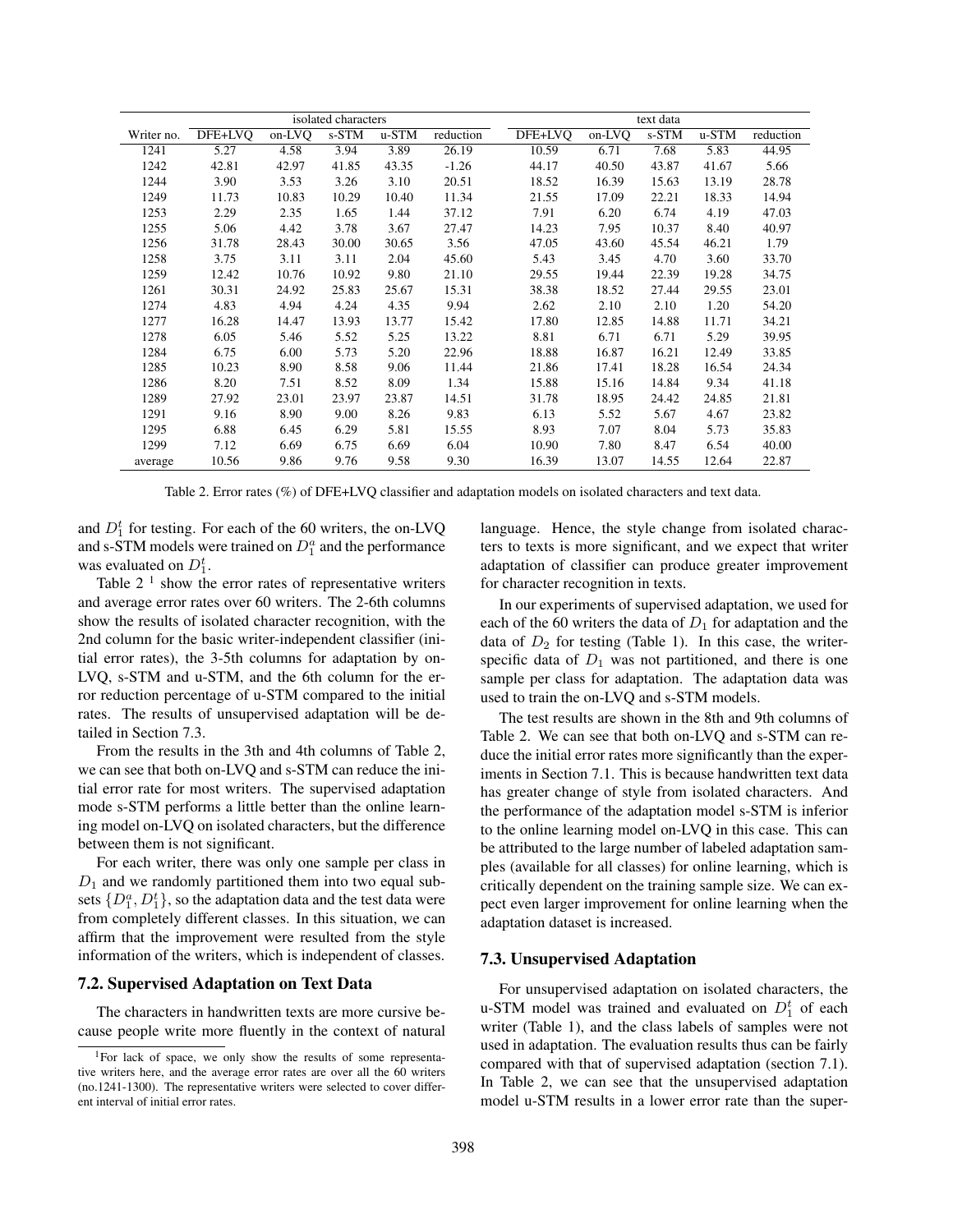| Writer no. | isolated characters | | | | | text data | | | | |
|---|---|---|---|---|---|---|---|---|---|---|
| | DFE+LVQ | on-LVQ | s-STM | u-STM | reduction | DFE+LVQ | on-LVQ | s-STM | u-STM | reduction |
| 1241 | 5.27 | 4.58 | 3.94 | 3.89 | 26.19 | 10.59 | 6.71 | 7.68 | 5.83 | 44.95 |
| 1242 | 42.81 | 42.97 | 41.85 | 43.35 | -1.26 | 44.17 | 40.50 | 43.87 | 41.67 | 5.66 |
| 1244 | 3.90 | 3.53 | 3.26 | 3.10 | 20.51 | 18.52 | 16.39 | 15.63 | 13.19 | 28.78 |
| 1249 | 11.73 | 10.83 | 10.29 | 10.40 | 11.34 | 21.55 | 17.09 | 22.21 | 18.33 | 14.94 |
| 1253 | 2.29 | 2.35 | 1.65 | 1.44 | 37.12 | 7.91 | 6.20 | 6.74 | 4.19 | 47.03 |
| 1255 | 5.06 | 4.42 | 3.78 | 3.67 | 27.47 | 14.23 | 7.95 | 10.37 | 8.40 | 40.97 |
| 1256 | 31.78 | 28.43 | 30.00 | 30.65 | 3.56 | 47.05 | 43.60 | 45.54 | 46.21 | 1.79 |
| 1258 | 3.75 | 3.11 | 3.11 | 2.04 | 45.60 | 5.43 | 3.45 | 4.70 | 3.60 | 33.70 |
| 1259 | 12.42 | 10.76 | 10.92 | 9.80 | 21.10 | 29.55 | 19.44 | 22.39 | 19.28 | 34.75 |
| 1261 | 30.31 | 24.92 | 25.83 | 25.67 | 15.31 | 38.38 | 18.52 | 27.44 | 29.55 | 23.01 |
| 1274 | 4.83 | 4.94 | 4.24 | 4.35 | 9.94 | 2.62 | 2.10 | 2.10 | 1.20 | 54.20 |
| 1277 | 16.28 | 14.47 | 13.93 | 13.77 | 15.42 | 17.80 | 12.85 | 14.88 | 11.71 | 34.21 |
| 1278 | 6.05 | 5.46 | 5.52 | 5.25 | 13.22 | 8.81 | 6.71 | 6.71 | 5.29 | 39.95 |
| 1284 | 6.75 | 6.00 | 5.73 | 5.20 | 22.96 | 18.88 | 16.87 | 16.21 | 12.49 | 33.85 |
| 1285 | 10.23 | 8.90 | 8.58 | 9.06 | 11.44 | 21.86 | 17.41 | 18.28 | 16.54 | 24.34 |
| 1286 | 8.20 | 7.51 | 8.52 | 8.09 | 1.34 | 15.88 | 15.16 | 14.84 | 9.34 | 41.18 |
| 1289 | 27.92 | 23.01 | 23.97 | 23.87 | 14.51 | 31.78 | 18.95 | 24.42 | 24.85 | 21.81 |
| 1291 | 9.16 | 8.90 | 9.00 | 8.26 | 9.83 | 6.13 | 5.52 | 5.67 | 4.67 | 23.82 |
| 1295 | 6.88 | 6.45 | 6.29 | 5.81 | 15.55 | 8.93 | 7.07 | 8.04 | 5.73 | 35.83 |
| 1299 | 7.12 | 6.69 | 6.75 | 6.69 | 6.04 | 10.90 | 7.80 | 8.47 | 6.54 | 40.00 |
| average | 10.56 | 9.86 | 9.76 | 9.58 | 9.30 | 16.39 | 13.07 | 14.55 | 12.64 | 22.87 |

Table 2. Error rates (%) of DFE+LVQ classifier and adaptation models on isolated characters and text data.

and $D_1^t$ for testing. For each of the 60 writers, the on-LVQ and s-STM models were trained on $D_1^a$ and the performance was evaluated on $D_1^t$.

Table 2 [1] show the error rates of representative writers and average error rates over 60 writers. The 2-6th columns show the results of isolated character recognition, with the 2nd column for the basic writer-independent classifier (initial error rates), the 3-5th columns for adaptation by on-LVQ, s-STM and u-STM, and the 6th column for the error reduction percentage of u-STM compared to the initial rates. The results of unsupervised adaptation will be detailed in Section 7.3.

From the results in the 3th and 4th columns of Table 2, we can see that both on-LVQ and s-STM can reduce the initial error rate for most writers. The supervised adaptation mode s-STM performs a little better than the online learning model on-LVQ on isolated characters, but the difference between them is not significant.

For each writer, there was only one sample per class in $D_1$ and we randomly partitioned them into two equal subsets $\{D_1^a, D_1^t\}$, so the adaptation data and the test data were from completely different classes. In this situation, we can affirm that the improvement were resulted from the style information of the writers, which is independent of classes.

### 7.2. Supervised Adaptation on Text Data

The characters in handwritten texts are more cursive because people write more fluently in the context of natural language. Hence, the style change from isolated characters to texts is more significant, and we expect that writer adaptation of classifier can produce greater improvement for character recognition in texts.

In our experiments of supervised adaptation, we used for each of the 60 writers the data of $D_1$ for adaptation and the data of $D_2$ for testing (Table 1). In this case, the writer-specific data of $D_1$ was not partitioned, and there is one sample per class for adaptation. The adaptation data was used to train the on-LVQ and s-STM models.

The test results are shown in the 8th and 9th columns of Table 2. We can see that both on-LVQ and s-STM can reduce the initial error rates more significantly than the experiments in Section 7.1. This is because handwritten text data has greater change of style from isolated characters. And the performance of the adaptation model s-STM is inferior to the online learning model on-LVQ in this case. This can be attributed to the large number of labeled adaptation samples (available for all classes) for online learning, which is critically dependent on the training sample size. We can expect even larger improvement for online learning when the adaptation dataset is increased.

### 7.3. Unsupervised Adaptation

For unsupervised adaptation on isolated characters, the u-STM model was trained and evaluated on $D_1^t$ of each writer (Table 1), and the class labels of samples were not used in adaptation. The evaluation results thus can be fairly compared with that of supervised adaptation (section 7.1). In Table 2, we can see that the unsupervised adaptation model u-STM results in a lower error rate than the super-

[1] For lack of space, we only show the results of some representative writers here, and the average error rates are over all the 60 writers (no.1241-1300). The representative writers were selected to cover different interval of initial error rates.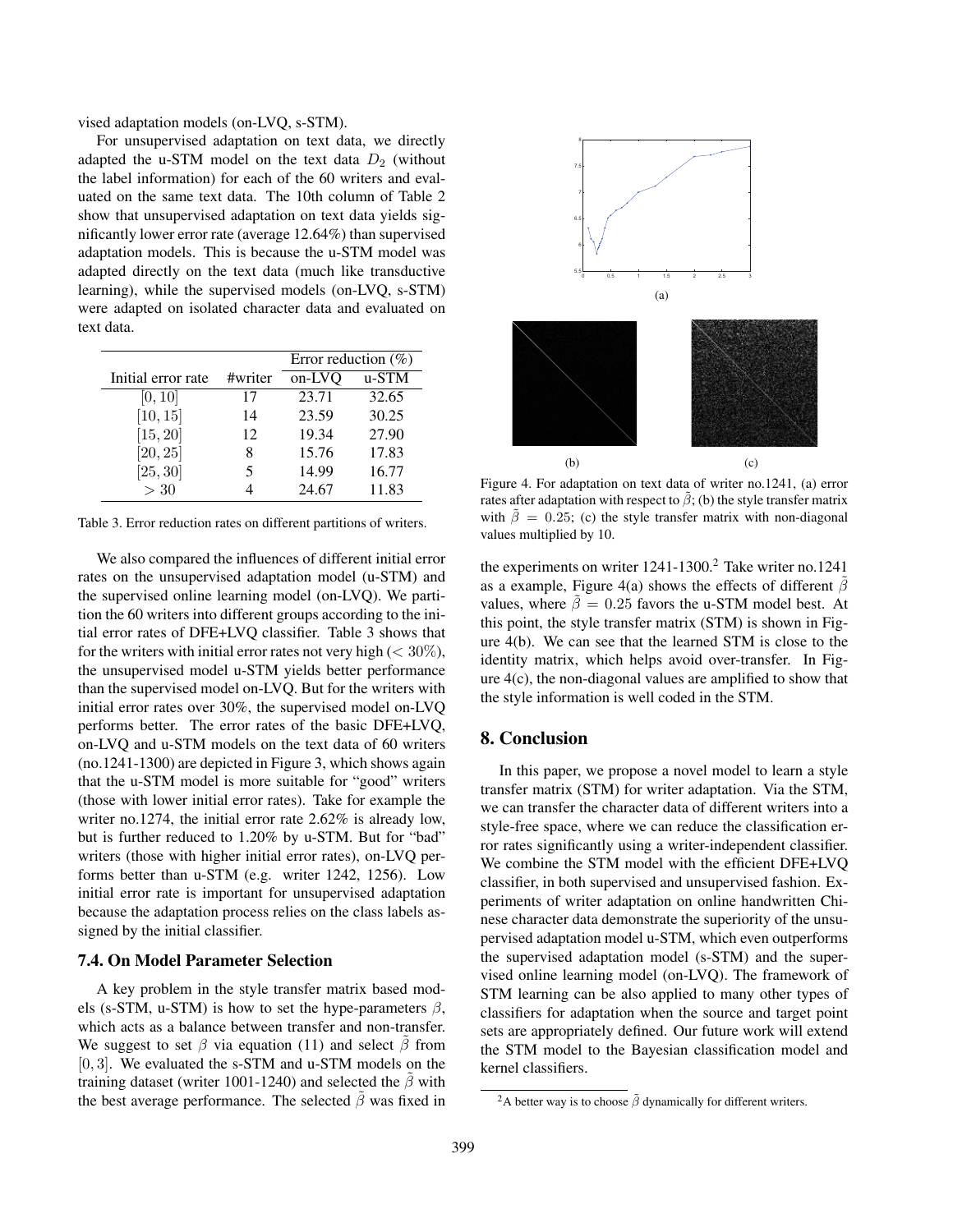vised adaptation models (on-LVQ, s-STM).

For unsupervised adaptation on text data, we directly adapted the u-STM model on the text data $D_2$ (without the label information) for each of the 60 writers and evaluated on the same text data. The 10th column of Table 2 show that unsupervised adaptation on text data yields significantly lower error rate (average 12.64%) than supervised adaptation models. This is because the u-STM model was adapted directly on the text data (much like transductive learning), while the supervised models (on-LVQ, s-STM) were adapted on isolated character data and evaluated on text data.

| Initial error rate | #writer | Error reduction (%) | |
|---|---|---|---|
| | | on-LVQ | u-STM |
| $[0, 10]$ | 17 | 23.71 | 32.65 |
| $[10, 15]$ | 14 | 23.59 | 30.25 |
| $[15, 20]$ | 12 | 19.34 | 27.90 |
| $[20, 25]$ | 8 | 15.76 | 17.83 |
| $[25, 30]$ | 5 | 14.99 | 16.77 |
| $> 30$ | 4 | 24.67 | 11.83 |

Table 3. Error reduction rates on different partitions of writers.

We also compared the influences of different initial error rates on the unsupervised adaptation model (u-STM) and the supervised online learning model (on-LVQ). We partition the 60 writers into different groups according to the initial error rates of DFE+LVQ classifier. Table 3 shows that for the writers with initial error rates not very high ($< 30\%$), the unsupervised model u-STM yields better performance than the supervised model on-LVQ. But for the writers with initial error rates over 30%, the supervised model on-LVQ performs better. The error rates of the basic DFE+LVQ, on-LVQ and u-STM models on the text data of 60 writers (no.1241-1300) are depicted in Figure 3, which shows again that the u-STM model is more suitable for "good" writers (those with lower initial error rates). Take for example the writer no.1274, the initial error rate 2.62% is already low, but is further reduced to 1.20% by u-STM. But for "bad" writers (those with higher initial error rates), on-LVQ performs better than u-STM (e.g. writer 1242, 1256). Low initial error rate is important for unsupervised adaptation because the adaptation process relies on the class labels assigned by the initial classifier.

### 7.4. On Model Parameter Selection

A key problem in the style transfer matrix based models (s-STM, u-STM) is how to set the hype-parameters $\beta$, which acts as a balance between transfer and non-transfer. We suggest to set $\beta$ via equation (11) and select $\tilde{\beta}$ from $[0, 3]$. We evaluated the s-STM and u-STM models on the training dataset (writer 1001-1240) and selected the $\tilde{\beta}$ with the best average performance. The selected $\tilde{\beta}$ was fixed in the experiments on writer 1241-1300.[2] Take writer no.1241 as a example, Figure 4(a) shows the effects of different $\tilde{\beta}$ values, where $\tilde{\beta} = 0.25$ favors the u-STM model best. At this point, the style transfer matrix (STM) is shown in Figure 4(b). We can see that the learned STM is close to the identity matrix, which helps avoid over-transfer. In Figure 4(c), the non-diagonal values are amplified to show that the style information is well coded in the STM.

Figure 4. For adaptation on text data of writer no.1241, (a) error rates after adaptation with respect to $\tilde{\beta}$; (b) the style transfer matrix with $\tilde{\beta} = 0.25$; (c) the style transfer matrix with non-diagonal values multiplied by 10.

## 8. Conclusion

In this paper, we propose a novel model to learn a style transfer matrix (STM) for writer adaptation. Via the STM, we can transfer the character data of different writers into a style-free space, where we can reduce the classification error rates significantly using a writer-independent classifier. We combine the STM model with the efficient DFE+LVQ classifier, in both supervised and unsupervised fashion. Experiments of writer adaptation on online handwritten Chinese character data demonstrate the superiority of the unsupervised adaptation model u-STM, which even outperforms the supervised adaptation model (s-STM) and the supervised online learning model (on-LVQ). The framework of STM learning can be also applied to many other types of classifiers for adaptation when the source and target point sets are appropriately defined. Our future work will extend the STM model to the Bayesian classification model and kernel classifiers.

[2] A better way is to choose $\tilde{\beta}$ dynamically for different writers.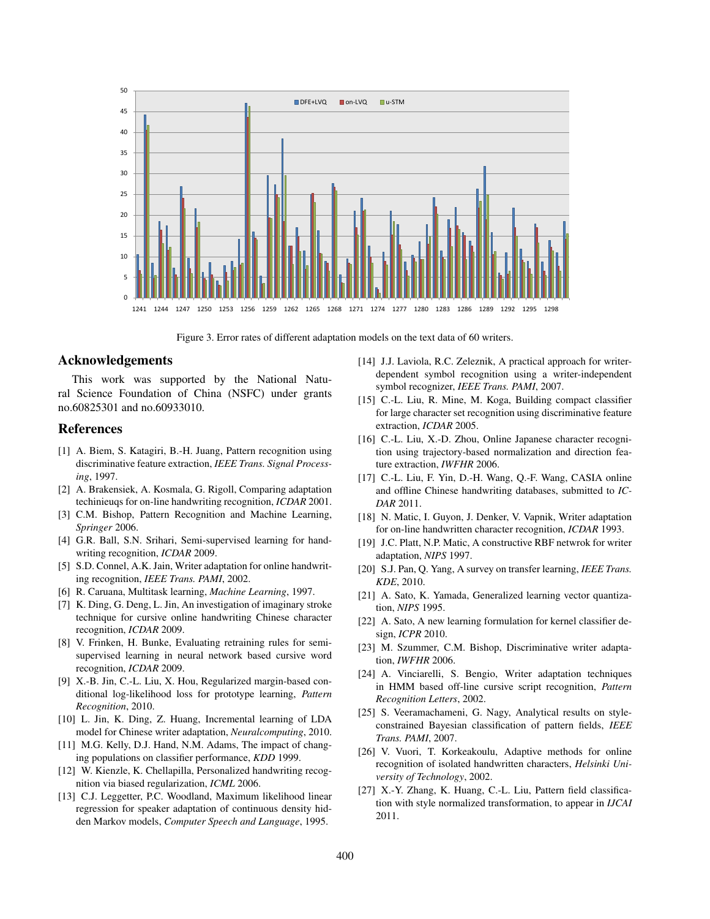50
45
40
35
30
25
20
15
10
5
0

DFE+LVQ on-LVQ u-STM

1241 1244 1247 1250 1253 1256 1259 1262 1265 1268 1271 1274 1277 1280 1283 1286 1289 1292 1295 1298

Figure 3. Error rates of different adaptation models on the text data of 60 writers.

## Acknowledgements

This work was supported by the National Natural Science Foundation of China (NSFC) under grants no.60825301 and no.60933010.

## References

[1] A. Biem, S. Katagiri, B.-H. Juang, Pattern recognition using discriminative feature extraction, *IEEE Trans. Signal Processing*, 1997.

[2] A. Brakensiek, A. Kosmala, G. Rigoll, Comparing adaptation techinieuqs for on-line handwriting recognition, *ICDAR* 2001.

[3] C.M. Bishop, Pattern Recognition and Machine Learning, *Springer* 2006.

[4] G.R. Ball, S.N. Srihari, Semi-supervised learning for handwriting recognition, *ICDAR* 2009.

[5] S.D. Connel, A.K. Jain, Writer adaptation for online handwriting recognition, *IEEE Trans. PAMI*, 2002.

[6] R. Caruana, Multitask learning, *Machine Learning*, 1997.

[7] K. Ding, G. Deng, L. Jin, An investigation of imaginary stroke technique for cursive online handwriting Chinese character recognition, *ICDAR* 2009.

[8] V. Frinken, H. Bunke, Evaluating retraining rules for semi-supervised learning in neural network based cursive word recognition, *ICDAR* 2009.

[9] X.-B. Jin, C.-L. Liu, X. Hou, Regularized margin-based conditional log-likelihood loss for prototype learning, *Pattern Recognition*, 2010.

[10] L. Jin, K. Ding, Z. Huang, Incremental learning of LDA model for Chinese writer adaptation, *Neuralcomputing*, 2010.

[11] M.G. Kelly, D.J. Hand, N.M. Adams, The impact of changing populations on classifier performance, *KDD* 1999.

[12] W. Kienzle, K. Chellapilla, Personalized handwriting recognition via biased regularization, *ICML* 2006.

[13] C.J. Leggetter, P.C. Woodland, Maximum likelihood linear regression for speaker adaptation of continuous density hidden Markov models, *Computer Speech and Language*, 1995.

[14] J.J. Laviola, R.C. Zeleznik, A practical approach for writer-dependent symbol recognition using a writer-independent symbol recognizer, *IEEE Trans. PAMI*, 2007.

[15] C.-L. Liu, R. Mine, M. Koga, Building compact classifier for large character set recognition using discriminative feature extraction, *ICDAR* 2005.

[16] C.-L. Liu, X.-D. Zhou, Online Japanese character recognition using trajectory-based normalization and direction feature extraction, *IWFHR* 2006.

[17] C.-L. Liu, F. Yin, D.-H. Wang, Q.-F. Wang, CASIA online and offline Chinese handwriting databases, submitted to *ICDAR* 2011.

[18] N. Matic, I. Guyon, J. Denker, V. Vapnik, Writer adaptation for on-line handwritten character recognition, *ICDAR* 1993.

[19] J.C. Platt, N.P. Matic, A constructive RBF netwrok for writer adaptation, *NIPS* 1997.

[20] S.J. Pan, Q. Yang, A survey on transfer learning, *IEEE Trans. KDE*, 2010.

[21] A. Sato, K. Yamada, Generalized learning vector quantization, *NIPS* 1995.

[22] A. Sato, A new learning formulation for kernel classifier design, *ICPR* 2010.

[23] M. Szummer, C.M. Bishop, Discriminative writer adaptation, *IWFHR* 2006.

[24] A. Vinciarelli, S. Bengio, Writer adaptation techniques in HMM based off-line cursive script recognition, *Pattern Recognition Letters*, 2002.

[25] S. Veeramachameni, G. Nagy, Analytical results on style-constrained Bayesian classification of pattern fields, *IEEE Trans. PAMI*, 2007.

[26] V. Vuori, T. Korkeakoulu, Adaptive methods for online recognition of isolated handwritten characters, *Helsinki University of Technology*, 2002.

[27] X.-Y. Zhang, K. Huang, C.-L. Liu, Pattern field classification with style normalized transformation, to appear in *IJCAI* 2011.